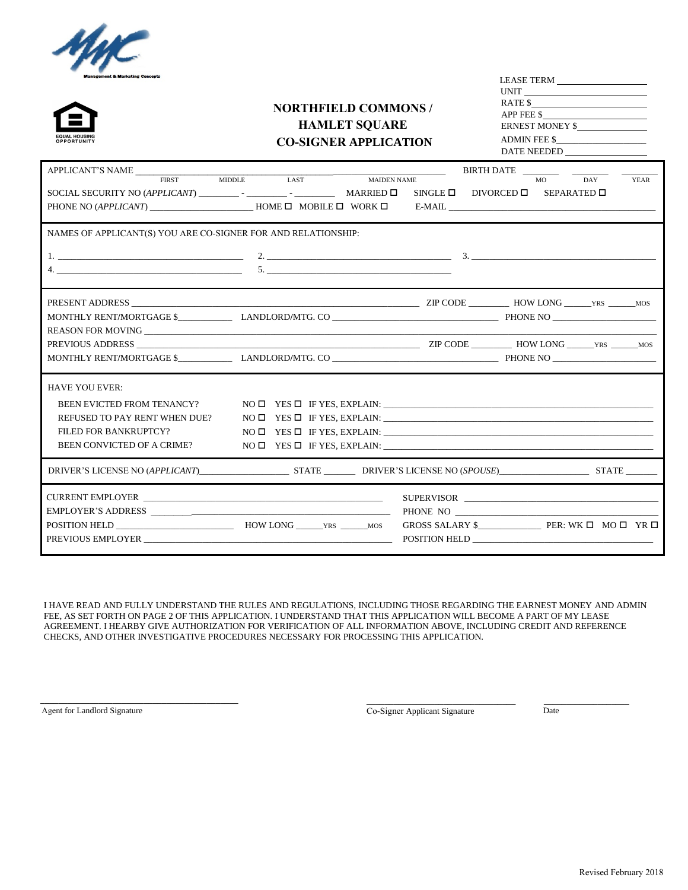Management & Marketing Concepts

EQUAL HOUSING OPPORTUNITY

# NORTHFIELD COMMONS / HAMLET SQUARE CO-SIGNER APPLICATION

LEASE TERM ___________________
UNIT ___________________
RATE $___________________
APP FEE $___________________
ERNEST MONEY $_______________
ADMIN FEE $___________________
DATE NEEDED _________________

APPLICANT'S NAME ______________________________ ______________________ BIRTH DATE _______ _______ _______
FIRST MIDDLE LAST MAIDEN NAME MO DAY YEAR

SOCIAL SECURITY NO (*APPLICANT*) ________ - ________ - ________ MARRIED ☐ SINGLE ☐ DIVORCED ☐ SEPARATED ☐

PHONE NO (*APPLICANT*) ____________________ HOME ☐ MOBILE ☐ WORK ☐ E-MAIL ______________________________

NAMES OF APPLICANT(S) YOU ARE CO-SIGNER FOR AND RELATIONSHIP:

1. ______________________ 2. ______________________ 3. ______________________
4. ______________________ 5. ______________________

PRESENT ADDRESS ______________________________ ZIP CODE ________ HOW LONG ______YRS ______MOS
MONTHLY RENT/MORTGAGE $__________ LANDLORD/MTG. CO ______________________ PHONE NO ______________
REASON FOR MOVING ______________________________________________
PREVIOUS ADDRESS ______________________________ ZIP CODE ________ HOW LONG ______YRS ______MOS
MONTHLY RENT/MORTGAGE $__________ LANDLORD/MTG. CO ______________________ PHONE NO ______________

HAVE YOU EVER:

| | | |
|---|---|---|
| BEEN EVICTED FROM TENANCY? | NO ☐ YES ☐ | IF YES, EXPLAIN: ______________________ |
| REFUSED TO PAY RENT WHEN DUE? | NO ☐ YES ☐ | IF YES, EXPLAIN: ______________________ |
| FILED FOR BANKRUPTCY? | NO ☐ YES ☐ | IF YES, EXPLAIN: ______________________ |
| BEEN CONVICTED OF A CRIME? | NO ☐ YES ☐ | IF YES, EXPLAIN: ______________________ |

DRIVER'S LICENSE NO (*APPLICANT*)__________________ STATE _______ DRIVER'S LICENSE NO (*SPOUSE*)__________________ STATE _______

CURRENT EMPLOYER ______________________________ SUPERVISOR ______________________________
EMPLOYER'S ADDRESS ______________________________ PHONE NO ______________________________
POSITION HELD ______________________ HOW LONG ______YRS ______MOS GROSS SALARY $____________ PER: WK ☐ MO ☐ YR ☐
PREVIOUS EMPLOYER ______________________________ POSITION HELD ______________________________

I HAVE READ AND FULLY UNDERSTAND THE RULES AND REGULATIONS, INCLUDING THOSE REGARDING THE EARNEST MONEY AND ADMIN FEE, AS SET FORTH ON PAGE 2 OF THIS APPLICATION. I UNDERSTAND THAT THIS APPLICATION WILL BECOME A PART OF MY LEASE AGREEMENT. I HEARBY GIVE AUTHORIZATION FOR VERIFICATION OF ALL INFORMATION ABOVE, INCLUDING CREDIT AND REFERENCE CHECKS, AND OTHER INVESTIGATIVE PROCEDURES NECESSARY FOR PROCESSING THIS APPLICATION.

______________________________ ______________________________ ______________
Agent for Landlord Signature Co-Signer Applicant Signature Date

Revised February 2018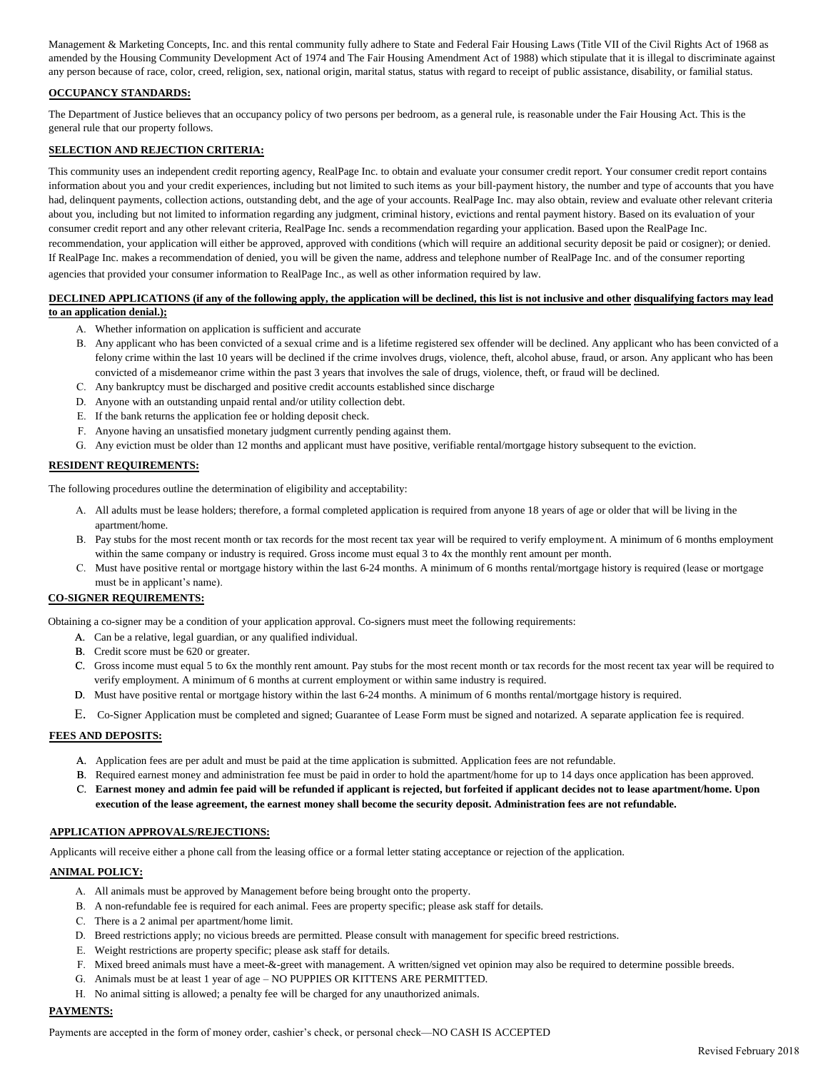Management & Marketing Concepts, Inc. and this rental community fully adhere to State and Federal Fair Housing Laws (Title VII of the Civil Rights Act of 1968 as amended by the Housing Community Development Act of 1974 and The Fair Housing Amendment Act of 1988) which stipulate that it is illegal to discriminate against any person because of race, color, creed, religion, sex, national origin, marital status, status with regard to receipt of public assistance, disability, or familial status.

**OCCUPANCY STANDARDS:**

The Department of Justice believes that an occupancy policy of two persons per bedroom, as a general rule, is reasonable under the Fair Housing Act. This is the general rule that our property follows.

**SELECTION AND REJECTION CRITERIA:**

This community uses an independent credit reporting agency, RealPage Inc. to obtain and evaluate your consumer credit report. Your consumer credit report contains information about you and your credit experiences, including but not limited to such items as your bill-payment history, the number and type of accounts that you have had, delinquent payments, collection actions, outstanding debt, and the age of your accounts. RealPage Inc. may also obtain, review and evaluate other relevant criteria about you, including but not limited to information regarding any judgment, criminal history, evictions and rental payment history. Based on its evaluation of your consumer credit report and any other relevant criteria, RealPage Inc. sends a recommendation regarding your application. Based upon the RealPage Inc. recommendation, your application will either be approved, approved with conditions (which will require an additional security deposit be paid or cosigner); or denied. If RealPage Inc. makes a recommendation of denied, you will be given the name, address and telephone number of RealPage Inc. and of the consumer reporting agencies that provided your consumer information to RealPage Inc., as well as other information required by law.

**DECLINED APPLICATIONS (if any of the following apply, the application will be declined, this list is not inclusive and other disqualifying factors may lead to an application denial.);**

A. Whether information on application is sufficient and accurate
B. Any applicant who has been convicted of a sexual crime and is a lifetime registered sex offender will be declined. Any applicant who has been convicted of a felony crime within the last 10 years will be declined if the crime involves drugs, violence, theft, alcohol abuse, fraud, or arson. Any applicant who has been convicted of a misdemeanor crime within the past 3 years that involves the sale of drugs, violence, theft, or fraud will be declined.
C. Any bankruptcy must be discharged and positive credit accounts established since discharge
D. Anyone with an outstanding unpaid rental and/or utility collection debt.
E. If the bank returns the application fee or holding deposit check.
F. Anyone having an unsatisfied monetary judgment currently pending against them.
G. Any eviction must be older than 12 months and applicant must have positive, verifiable rental/mortgage history subsequent to the eviction.

**RESIDENT REQUIREMENTS:**

The following procedures outline the determination of eligibility and acceptability:

A. All adults must be lease holders; therefore, a formal completed application is required from anyone 18 years of age or older that will be living in the apartment/home.
B. Pay stubs for the most recent month or tax records for the most recent tax year will be required to verify employment. A minimum of 6 months employment within the same company or industry is required. Gross income must equal 3 to 4x the monthly rent amount per month.
C. Must have positive rental or mortgage history within the last 6-24 months. A minimum of 6 months rental/mortgage history is required (lease or mortgage must be in applicant's name).

**CO-SIGNER REQUIREMENTS:**

Obtaining a co-signer may be a condition of your application approval. Co-signers must meet the following requirements:

A. Can be a relative, legal guardian, or any qualified individual.
B. Credit score must be 620 or greater.
C. Gross income must equal 5 to 6x the monthly rent amount. Pay stubs for the most recent month or tax records for the most recent tax year will be required to verify employment. A minimum of 6 months at current employment or within same industry is required.
D. Must have positive rental or mortgage history within the last 6-24 months. A minimum of 6 months rental/mortgage history is required.
E. Co-Signer Application must be completed and signed; Guarantee of Lease Form must be signed and notarized. A separate application fee is required.

**FEES AND DEPOSITS:**

A. Application fees are per adult and must be paid at the time application is submitted. Application fees are not refundable.
B. Required earnest money and administration fee must be paid in order to hold the apartment/home for up to 14 days once application has been approved.
C. **Earnest money and admin fee paid will be refunded if applicant is rejected, but forfeited if applicant decides not to lease apartment/home. Upon execution of the lease agreement, the earnest money shall become the security deposit. Administration fees are not refundable.**

**APPLICATION APPROVALS/REJECTIONS:**

Applicants will receive either a phone call from the leasing office or a formal letter stating acceptance or rejection of the application.

**ANIMAL POLICY:**

A. All animals must be approved by Management before being brought onto the property.
B. A non-refundable fee is required for each animal. Fees are property specific; please ask staff for details.
C. There is a 2 animal per apartment/home limit.
D. Breed restrictions apply; no vicious breeds are permitted. Please consult with management for specific breed restrictions.
E. Weight restrictions are property specific; please ask staff for details.
F. Mixed breed animals must have a meet-&-greet with management. A written/signed vet opinion may also be required to determine possible breeds.
G. Animals must be at least 1 year of age – NO PUPPIES OR KITTENS ARE PERMITTED.
H. No animal sitting is allowed; a penalty fee will be charged for any unauthorized animals.

**PAYMENTS:**

Payments are accepted in the form of money order, cashier's check, or personal check—NO CASH IS ACCEPTED

Revised February 2018